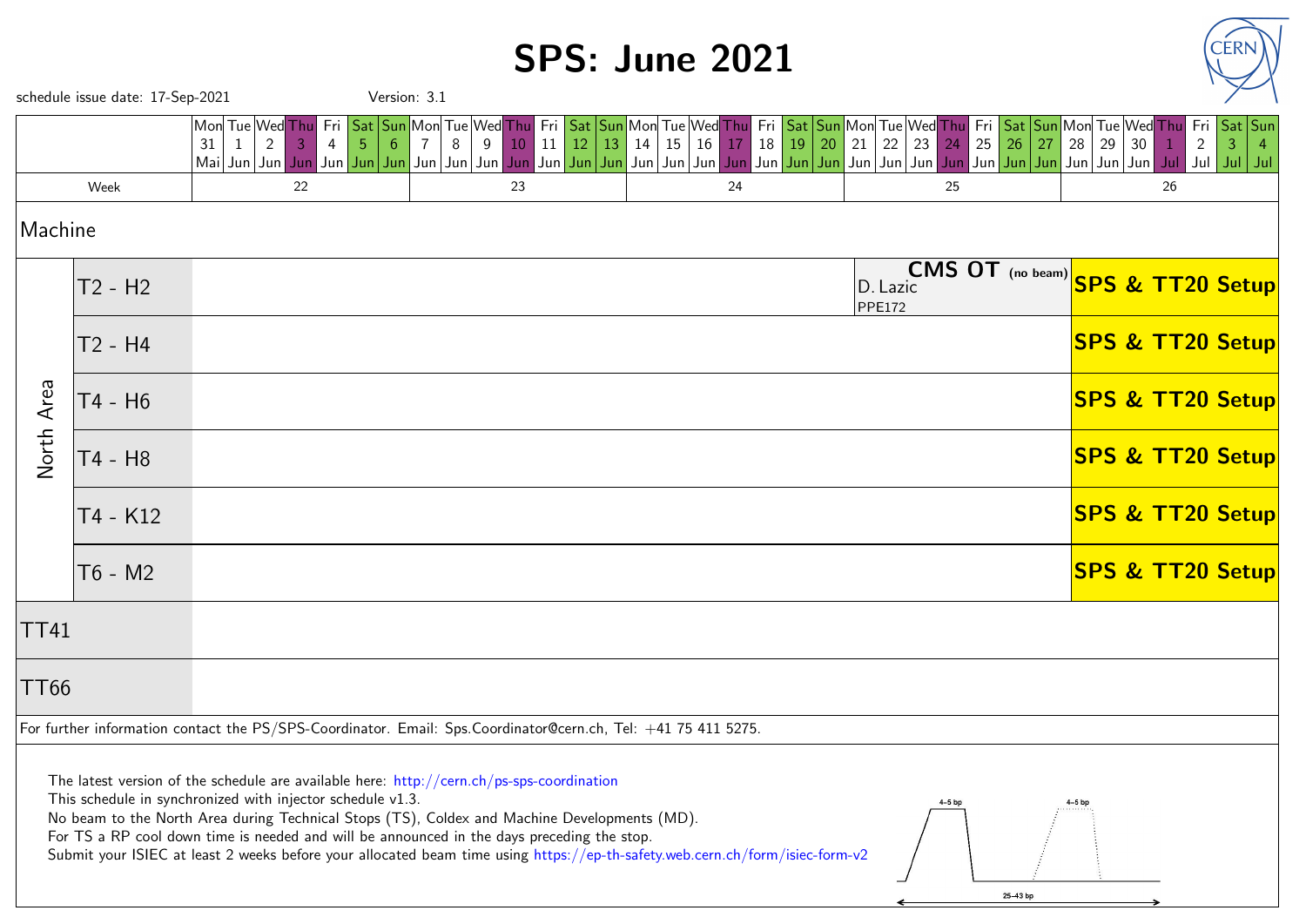# SPS: June 2021

schedule issue date: 17-Sep-2021 Version: 3.1

| | | Mon 31 Mai | Tue 1 Jun | Wed 2 Jun | Thu 3 Jun | Fri 4 Jun | Sat 5 Jun | Sun 6 Jun | Mon 7 Jun | Tue 8 Jun | Wed 9 Jun | Thu 10 Jun | Fri 11 Jun | Sat 12 Jun | Sun 13 Jun | Mon 14 Jun | Tue 15 Jun | Wed 16 Jun | Thu 17 Jun | Fri 18 Jun | Sat 19 Jun | Sun 20 Jun | Mon 21 Jun | Tue 22 Jun | Wed 23 Jun | Thu 24 Jun | Fri 25 Jun | Sat 26 Jun | Sun 27 Jun | Mon 28 Jun | Tue 29 Jun | Wed 30 Jun | Thu 1 Jul | Fri 2 Jul | Sat 3 Jul | Sun 4 Jul |
|---|---|---|---|---|---|---|---|---|---|---|---|---|---|---|---|---|---|---|---|---|---|---|---|---|---|---|---|---|---|---|---|---|---|---|---|---|
| Week | | 22 | | | | | | | 23 | | | | | | | 24 | | | | | | | 25 | | | | | | | 26 | | | | | | |
| Machine | | | | | | | | | | | | | | | | | | | | | | | | | | | | | | | | | | | | |
| North Area | T2 - H2 | | | | | | | | | | | | | | | | | | | | | | **CMS OT** (no beam) D. Lazic PPE172 | | | | | | | **SPS & TT20 Setup** | | | | | | |
| | T2 - H4 | | | | | | | | | | | | | | | | | | | | | | | | | | | | | **SPS & TT20 Setup** | | | | | | |
| | T4 - H6 | | | | | | | | | | | | | | | | | | | | | | | | | | | | | **SPS & TT20 Setup** | | | | | | |
| | T4 - H8 | | | | | | | | | | | | | | | | | | | | | | | | | | | | | **SPS & TT20 Setup** | | | | | | |
| | T4 - K12 | | | | | | | | | | | | | | | | | | | | | | | | | | | | | **SPS & TT20 Setup** | | | | | | |
| | T6 - M2 | | | | | | | | | | | | | | | | | | | | | | | | | | | | | **SPS & TT20 Setup** | | | | | | |
| TT41 | | | | | | | | | | | | | | | | | | | | | | | | | | | | | | | | | | | | |
| TT66 | | | | | | | | | | | | | | | | | | | | | | | | | | | | | | | | | | | | |

For further information contact the PS/SPS-Coordinator. Email: Sps.Coordinator@cern.ch, Tel: +41 75 411 5275.

The latest version of the schedule are available here: http://cern.ch/ps-sps-coordination
This schedule in synchronized with injector schedule v1.3.
No beam to the North Area during Technical Stops (TS), Coldex and Machine Developments (MD).
For TS a RP cool down time is needed and will be announced in the days preceding the stop.
Submit your ISIEC at least 2 weeks before your allocated beam time using https://ep-th-safety.web.cern.ch/form/isiec-form-v2

4–5 bp 4–5 bp 25–43 bp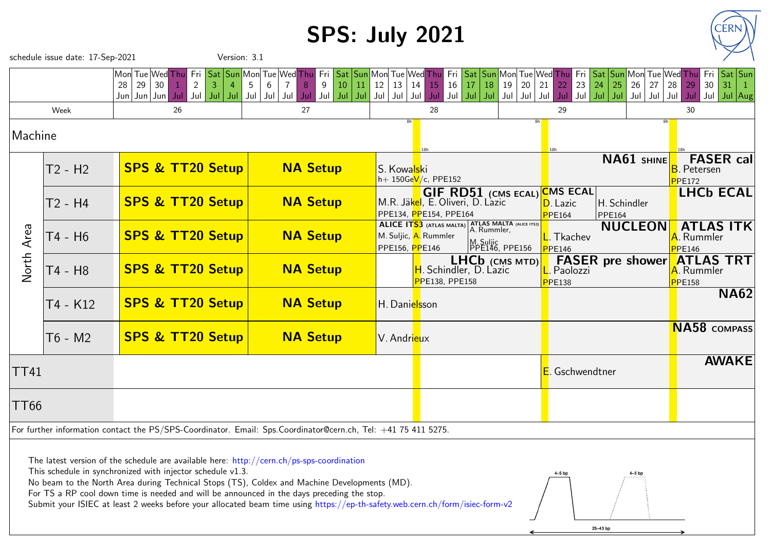# SPS: July 2021

schedule issue date: 17-Sep-2021 Version: 3.1

| | Week 26 (Mon 28 Jun – Sun 4 Jul) | Week 27 (Mon 5 Jul – Sun 11 Jul) | Week 28 (Mon 12 Jul – Sun 18 Jul) | Week 29 (Mon 19 Jul – Sun 25 Jul) | Week 30 (Mon 26 Jul – Sun 1 Aug) |
|---|---|---|---|---|---|
| Machine | | | 8h – 18h (Wed 14 – Thu 15 Jul) | 8h – 18h (Wed 21 – Thu 22 Jul) | 8h – 18h (Wed 28 – Thu 29 Jul) |
| North Area: T2 - H2 | SPS & TT20 Setup | NA Setup | S. Kowalski, h+ 150GeV/c, PPE152 | NA61 SHINE | FASER cal, B. Petersen, PPE172 |
| North Area: T2 - H4 | SPS & TT20 Setup | NA Setup | GIF RD51 (CMS ECAL), M.R. Jäkel, E. Oliveri, D. Lazic, PPE134, PPE154, PPE164 | CMS ECAL, D. Lazic, PPE164; H. Schindler, PPE164 | LHCb ECAL |
| North Area: T4 - H6 | SPS & TT20 Setup | NA Setup | ALICE ITS3 (ATLAS MALTA), M. Suljic, A. Rummler, PPE156, PPE146; ATLAS MALTA (ALICE ITS3), A. Rummler, M. Suljic, PPE146, PPE156 | NUCLEON, L. Tkachev, PPE146 | ATLAS ITK, A. Rummler, PPE146 |
| North Area: T4 - H8 | SPS & TT20 Setup | NA Setup | LHCb (CMS MTD), H. Schindler, D. Lazic, PPE138, PPE158 | FASER pre shower, L. Paolozzi, PPE138 | ATLAS TRT, A. Rummler, PPE158 |
| North Area: T4 - K12 | SPS & TT20 Setup | NA Setup | H. Danielsson | | NA62 |
| North Area: T6 - M2 | SPS & TT20 Setup | NA Setup | V. Andrieux | | NA58 COMPASS |
| TT41 | | | | E. Gschwendtner | AWAKE |
| TT66 | | | | | |

For further information contact the PS/SPS-Coordinator. Email: Sps.Coordinator@cern.ch, Tel: +41 75 411 5275.

The latest version of the schedule are available here: http://cern.ch/ps-sps-coordination
This schedule in synchronized with injector schedule v1.3.
No beam to the North Area during Technical Stops (TS), Coldex and Machine Developments (MD).
For TS a RP cool down time is needed and will be announced in the days preceding the stop.
Submit your ISIEC at least 2 weeks before your allocated beam time using https://ep-th-safety.web.cern.ch/form/isiec-form-v2

4–5 bp 4–5 bp 25–43 bp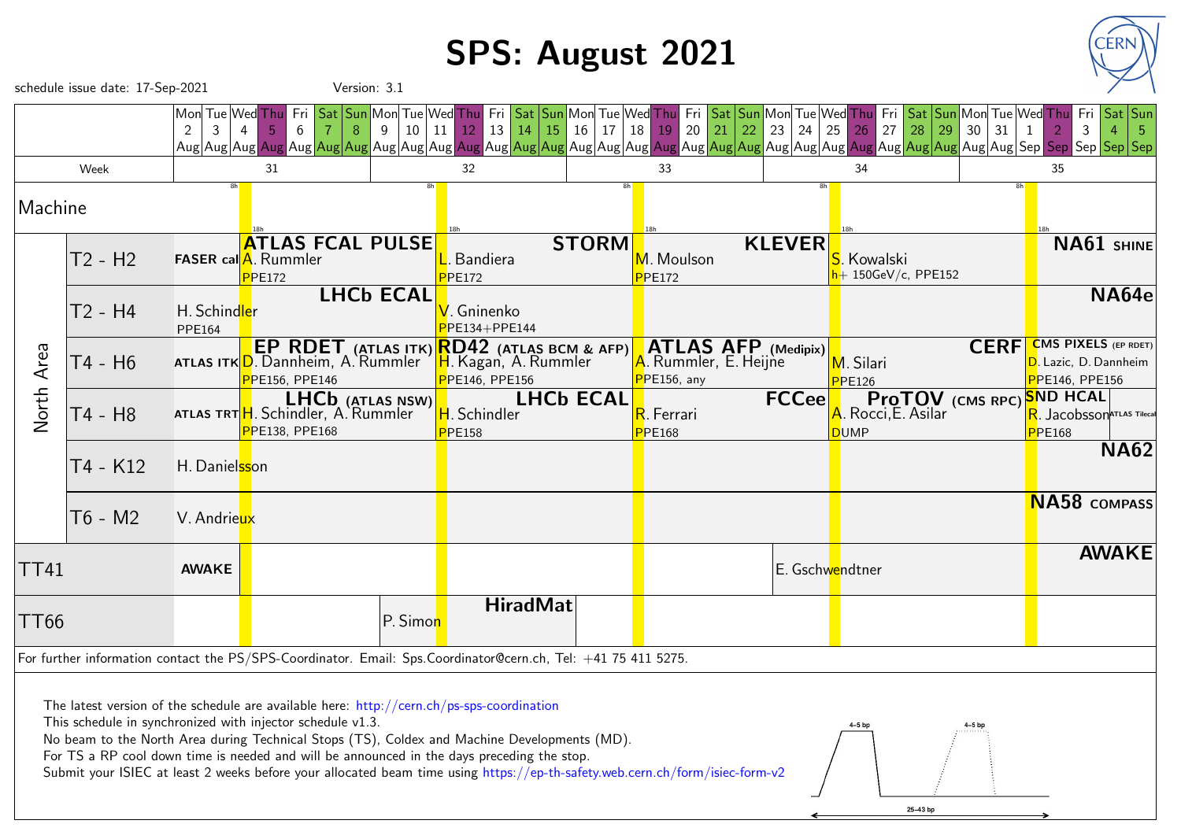# SPS: August 2021

schedule issue date: 17-Sep-2021 Version: 3.1

| | | Week 31 | Week 32 | Week 33 | Week 34 | Week 35 |
|---|---|---|---|---|---|---|
| | | Mon 2 Aug – Sun 8 Aug | Mon 9 Aug – Sun 15 Aug | Mon 16 Aug – Sun 22 Aug | Mon 23 Aug – Sun 29 Aug | Mon 30 Aug – Sun 5 Sep |
| Machine | | | | | | |
| North Area | T2 - H2 | FASER cal; **ATLAS FCAL PULSE** A. Rummler PPE172 | **STORM** L. Bandiera PPE172 | **KLEVER** M. Moulson PPE172 | S. Kowalski h+ 150GeV/c, PPE152 | **NA61 SHINE** |
| | T2 - H4 | H. Schindler PPE164; **LHCb ECAL** | V. Gninenko PPE134+PPE144 | | | **NA64e** |
| | T4 - H6 | ATLAS ITK; **EP RDET (ATLAS ITK)** D. Dannheim, A. Rummler PPE156, PPE146 | **RD42 (ATLAS BCM & AFP)** H. Kagan, A. Rummler PPE146, PPE156 | **ATLAS AFP (Medipix)** A. Rummler, E. Heijne PPE156, any; **CERF** | M. Silari PPE126 | **CMS PIXELS (EP RDET)** D. Lazic, D. Dannheim PPE146, PPE156 |
| | T4 - H8 | ATLAS TRT; **LHCb (ATLAS NSW)** H. Schindler, A. Rummler PPE138, PPE168 | **LHCb ECAL** H. Schindler PPE158 | **FCCee** R. Ferrari PPE168 | **ProTOV (CMS RPC)** A. Rocci, E. Asilar DUMP | **SND HCAL** R. Jacobsson PPE168; ATLAS Tilecal |
| | T4 - K12 | H. Danielsson | | | | **NA62** |
| | T6 - M2 | V. Andrieux | | | | **NA58 COMPASS** |
| TT41 | | AWAKE | | | E. Gschwendtner | **AWAKE** |
| TT66 | | P. Simon **HiradMat** | | | | |

For further information contact the PS/SPS-Coordinator. Email: Sps.Coordinator@cern.ch, Tel: +41 75 411 5275.

The latest version of the schedule are available here: http://cern.ch/ps-sps-coordination
This schedule in synchronized with injector schedule v1.3.
No beam to the North Area during Technical Stops (TS), Coldex and Machine Developments (MD).
For TS a RP cool down time is needed and will be announced in the days preceding the stop.
Submit your ISIEC at least 2 weeks before your allocated beam time using https://ep-th-safety.web.cern.ch/form/isiec-form-v2

4–5 bp 4–5 bp
25–43 bp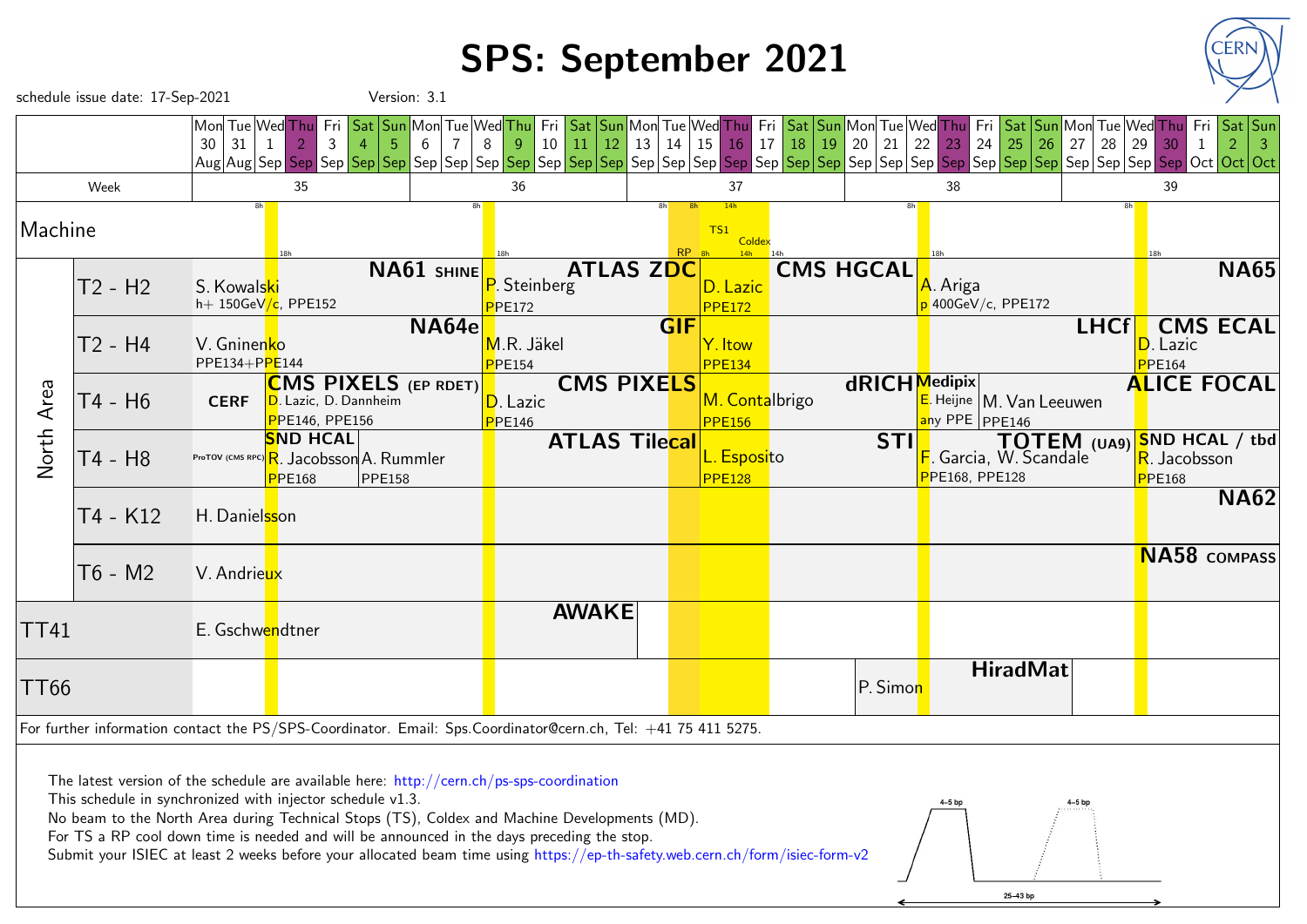# SPS: September 2021

schedule issue date: 17-Sep-2021 Version: 3.1

| | | Week 35 | Week 36 | Week 37 | Week 38 | Week 39 |
|---|---|---|---|---|---|---|
| Dates | | Mon 30 Aug – Sun 5 Sep | Mon 6 Sep – Sun 12 Sep | Mon 13 Sep – Sun 19 Sep | Mon 20 Sep – Sun 26 Sep | Mon 27 Sep – Sun 3 Oct |
| Machine | | Stop: Thu 2 Sep (8h–18h) | Stop: Thu 9 Sep (8h–18h) | RP: Tue 14 Sep (8h); TS1: Wed 15 Sep (8h–14h); Coldex: Thu 16 Sep (14h–14h) | Stop: Thu 23 Sep (8h–18h) | Stop: Thu 30 Sep (8h–18h) |
| North Area | T2 - H2 | NA61 SHINE: S. Kowalski, h+ 150GeV/c, PPE152 | ATLAS ZDC: P. Steinberg, PPE172 | CMS HGCAL: D. Lazic, PPE172 | A. Ariga, p 400GeV/c, PPE172 | NA65 |
| | T2 - H4 | NA64e: V. Gninenko, PPE134+PPE144 | GIF: M.R. Jäkel, PPE154 | Y. Itow, PPE134 | LHCf | CMS ECAL: D. Lazic, PPE164 |
| | T4 - H6 | CERF; CMS PIXELS (EP RDET): D. Lazic, D. Dannheim, PPE146, PPE156 | CMS PIXELS: D. Lazic, PPE146 | dRICH: M. Contalbrigo, PPE156 | Medipix: E. Heijne, any PPE; M. Van Leeuwen, PPE146 | ALICE FOCAL |
| | T4 - H8 | ProTOV (CMS RPC); SND HCAL: R. Jacobsson, PPE168; A. Rummler, PPE158 | ATLAS Tilecal | STI: L. Esposito, PPE128 | TOTEM (UA9): F. Garcia, W. Scandale, PPE168, PPE128 | SND HCAL / tbd: R. Jacobsson, PPE168 |
| | T4 - K12 | NA62: H. Danielsson | | | | |
| | T6 - M2 | NA58 COMPASS: V. Andrieux | | | | |
| TT41 | | AWAKE: E. Gschwendtner | | | | |
| TT66 | | | | | HiradMat: P. Simon | |

For further information contact the PS/SPS-Coordinator. Email: Sps.Coordinator@cern.ch, Tel: +41 75 411 5275.

The latest version of the schedule are available here: http://cern.ch/ps-sps-coordination
This schedule in synchronized with injector schedule v1.3.
No beam to the North Area during Technical Stops (TS), Coldex and Machine Developments (MD).
For TS a RP cool down time is needed and will be announced in the days preceding the stop.
Submit your ISIEC at least 2 weeks before your allocated beam time using https://ep-th-safety.web.cern.ch/form/isiec-form-v2

4–5 bp | 4–5 bp | 25–43 bp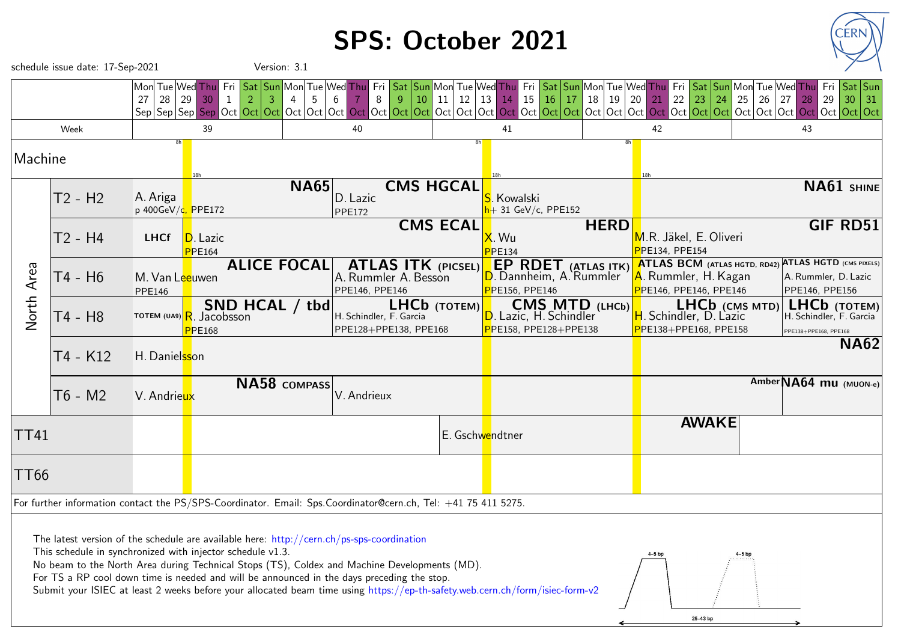# SPS: October 2021

schedule issue date: 17-Sep-2021

Version: 3.1

| | | Mon 27 Sep | Tue 28 Sep | Wed 29 Sep | Thu 30 Sep | Fri 1 Oct | Sat 2 Oct | Sun 3 Oct | Mon 4 Oct | Tue 5 Oct | Wed 6 Oct | Thu 7 Oct | Fri 8 Oct | Sat 9 Oct | Sun 10 Oct | Mon 11 Oct | Tue 12 Oct | Wed 13 Oct | Thu 14 Oct | Fri 15 Oct | Sat 16 Oct | Sun 17 Oct | Mon 18 Oct | Tue 19 Oct | Wed 20 Oct | Thu 21 Oct | Fri 22 Oct | Sat 23 Oct | Sun 24 Oct | Mon 25 Oct | Tue 26 Oct | Wed 27 Oct | Thu 28 Oct | Fri 29 Oct | Sat 30 Oct | Sun 31 Oct |
|---|---|---|---|---|---|---|---|---|---|---|---|---|---|---|---|---|---|---|---|---|---|---|---|---|---|---|---|---|---|---|---|---|---|---|---|---|
| Week | | 39 | | | | | | | 40 | | | | | | | 41 | | | | | | | 42 | | | | | | | 43 | | | | | | |
| Machine | | | | | 8h–18h | | | | | | | | | | | | | | 8h–18h | | | | | | | 8h–18h | | | | | | | | | | |
| North Area | T2 - H2 | **NA65** A. Ariga, p 400GeV/c, PPE172 | | | | | | | | **CMS HGCAL** D. Lazic, PPE172 | | | | | | | | | **NA61 SHINE** S. Kowalski, h+ 31 GeV/c, PPE152 | | | | | | | | | | | | | | | | | |
| North Area | T2 - H4 | **LHCf** | | | **CMS ECAL** D. Lazic, PPE164 | | | | | | | | | | | | | | **HERD** X. Wu, PPE134 | | | | | | | **GIF RD51** M.R. Jäkel, E. Oliveri, PPE134, PPE154 | | | | | | | | | | |
| North Area | T4 - H6 | **ALICE FOCAL** M. Van Leeuwen, PPE146 | | | | | | | | **ATLAS ITK (PICSEL)** A. Rummler A. Besson, PPE146, PPE146 | | | | | | | | | **EP RDET (ATLAS ITK)** D. Dannheim, A. Rummler, PPE156, PPE146 | | | | | | | **ATLAS BCM (ATLAS HGTD, RD42)** A. Rummler, H. Kagan, PPE146, PPE146, PPE146 | | | | | | | **ATLAS HGTD (CMS PIXELS)** A. Rummler, D. Lazic, PPE146, PPE156 | | | | | |
| North Area | T4 - H8 | **TOTEM (UA9)** | | | **SND HCAL / tbd** R. Jacobsson, PPE168 | | | | | **LHCb (TOTEM)** H. Schindler, F. Garcia, PPE128+PPE138, PPE168 | | | | | | | | | **CMS MTD (LHCb)** D. Lazic, H. Schindler, PPE158, PPE128+PPE138 | | | | | | | **LHCb (CMS MTD)** H. Schindler, D. Lazic, PPE138+PPE168, PPE158 | | | | | | | **LHCb (TOTEM)** H. Schindler, F. Garcia, PPE138+PPE168, PPE168 | | | | | |
| North Area | T4 - K12 | **NA62** H. Danielsson | | | | | | | | | | | | | | | | | | | | | | | | | | | | | | | | | | |
| North Area | T6 - M2 | **NA58 COMPASS** V. Andrieux | | | | | | | | V. Andrieux | | | | | | | | | | | | | | | | | | | | | | | **Amber** **NA64 mu (MUON-e)** | | | | |
| TT41 | | | | | | | | | | | | | | | **AWAKE** E. Gschwendtner | | | | | | | | | | | | | | | | | | | | | |
| TT66 | | | | | | | | | | | | | | | | | | | | | | | | | | | | | | | | | | | | |

For further information contact the PS/SPS-Coordinator. Email: Sps.Coordinator@cern.ch, Tel: +41 75 411 5275.

The latest version of the schedule are available here: http://cern.ch/ps-sps-coordination
This schedule in synchronized with injector schedule v1.3.
No beam to the North Area during Technical Stops (TS), Coldex and Machine Developments (MD).
For TS a RP cool down time is needed and will be announced in the days preceding the stop.
Submit your ISIEC at least 2 weeks before your allocated beam time using https://ep-th-safety.web.cern.ch/form/isiec-form-v2

4–5 bp    4–5 bp

25–43 bp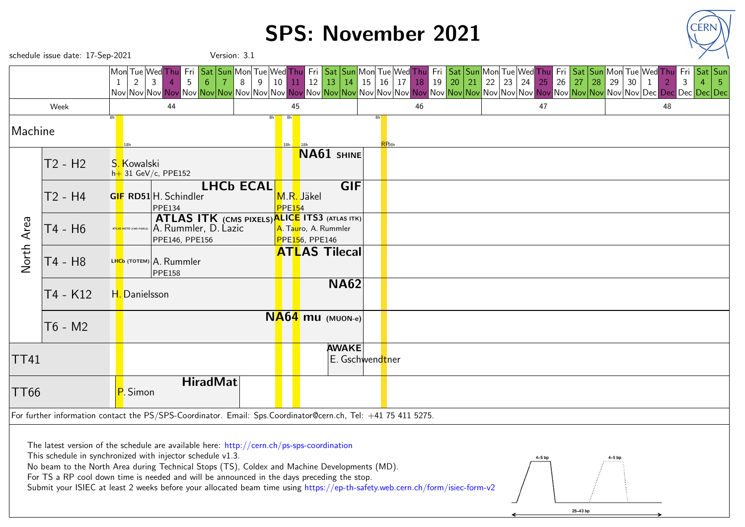# SPS: November 2021

schedule issue date: 17-Sep-2021 Version: 3.1

| | | Mon 1 Nov | Tue 2 Nov | Wed 3 Nov | Thu 4 Nov | Fri 5 Nov | Sat 6 Nov | Sun 7 Nov | Mon 8 Nov | Tue 9 Nov | Wed 10 Nov | Thu 11 Nov | Fri 12 Nov | Sat 13 Nov | Sun 14 Nov | Mon 15 Nov | Tue 16 Nov | Wed 17 Nov | Thu 18 Nov | Fri 19 Nov | Sat 20 Nov | Sun 21 Nov | Mon 22 Nov | Tue 23 Nov | Wed 24 Nov | Thu 25 Nov | Fri 26 Nov | Sat 27 Nov | Sun 28 Nov | Mon 29 Nov | Tue 30 Nov | Wed 1 Dec | Thu 2 Dec | Fri 3 Dec | Sat 4 Dec | Sun 5 Dec |
|---|---|---|---|---|---|---|---|---|---|---|---|---|---|---|---|---|---|---|---|---|---|---|---|---|---|---|---|---|---|---|---|---|---|---|---|---|
| Week | | 44 | | | | | | | 45 | | | | | | | 46 | | | | | | | 47 | | | | | | | 48 | | | | | | |
| Machine | | 8h–18h | | | | | | | | | 8h–18h | 8h–18h | | | | | RP 8h–16h | | | | | | | | | | | | | | | | | | | |
| North Area | T2 - H2 | S. Kowalski h+ 31 GeV/c, PPE152 | | | | | | | | | | NA61 SHINE | | | | | | | | | | | | | | | | | | | | | | | | |
| | T2 - H4 | GIF RD51 | | H. Schindler PPE134 | | LHCb ECAL | | | | | | M.R. Jäkel PPE154 | | | GIF | | | | | | | | | | | | | | | | | | | | | |
| | T4 - H6 | ATLAS HGTD (CMS PIXELS) | | A. Rummler, D. Lazic PPE146, PPE156 | | ATLAS ITK (CMS PIXELS) | | | | | | ALICE ITS3 (ATLAS ITK) A. Tauro, A. Rummler PPE156, PPE146 | | | | | | | | | | | | | | | | | | | | | | | | |
| | T4 - H8 | LHCb (TOTEM) | | A. Rummler PPE158 | | | | | | | | ATLAS Tilecal | | | | | | | | | | | | | | | | | | | | | | | | |
| | T4 - K12 | H. Danielsson | | | | | | | | | | NA62 | | | | | | | | | | | | | | | | | | | | | | | | |
| | T6 - M2 | | | | | | | | | | | NA64 mu (MUON-e) | | | | | | | | | | | | | | | | | | | | | | | | |
| TT41 | | | | | | | | | | | | | | AWAKE E. Gschwendtner | | | | | | | | | | | | | | | | | | | | | | |
| TT66 | | P. Simon | | | | | | HiradMat | | | | | | | | | | | | | | | | | | | | | | | | | | | | |

For further information contact the PS/SPS-Coordinator. Email: Sps.Coordinator@cern.ch, Tel: +41 75 411 5275.

The latest version of the schedule are available here: http://cern.ch/ps-sps-coordination
This schedule in synchronized with injector schedule v1.3.
No beam to the North Area during Technical Stops (TS), Coldex and Machine Developments (MD).
For TS a RP cool down time is needed and will be announced in the days preceding the stop.
Submit your ISIEC at least 2 weeks before your allocated beam time using https://ep-th-safety.web.cern.ch/form/isiec-form-v2

4–5 bp
4–5 bp
25–43 bp